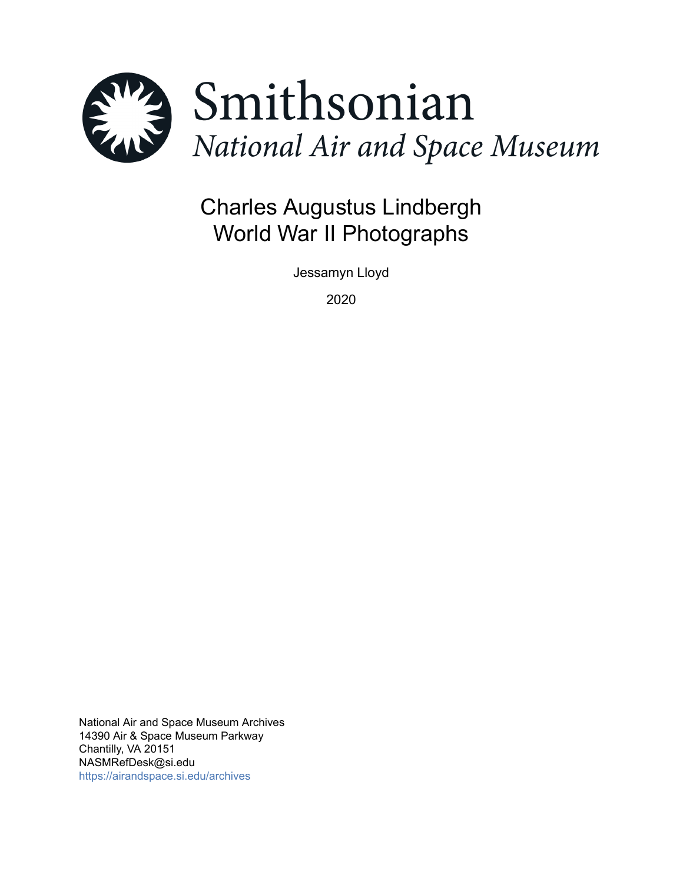Smithsonian

*National Air and Space Museum*

# Charles Augustus Lindbergh World War II Photographs

Jessamyn Lloyd

2020

National Air and Space Museum Archives
14390 Air & Space Museum Parkway
Chantilly, VA 20151
NASMRefDesk@si.edu
https://airandspace.si.edu/archives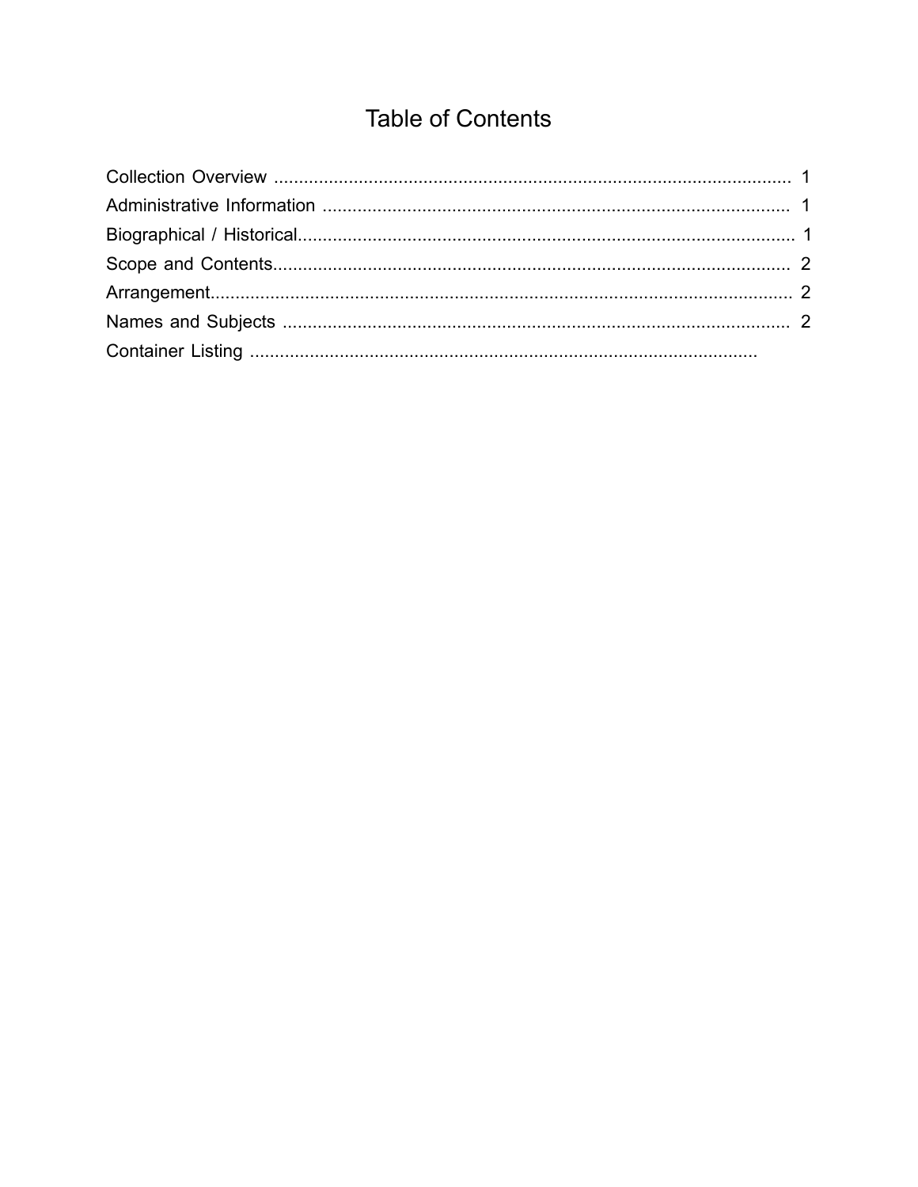# Table of Contents

Collection Overview ........................................................................................................ 1
Administrative Information ............................................................................................ 1
Biographical / Historical.................................................................................................. 1
Scope and Contents........................................................................................................ 2
Arrangement.................................................................................................................... 2
Names and Subjects ...................................................................................................... 2
Container Listing ......................................................................................................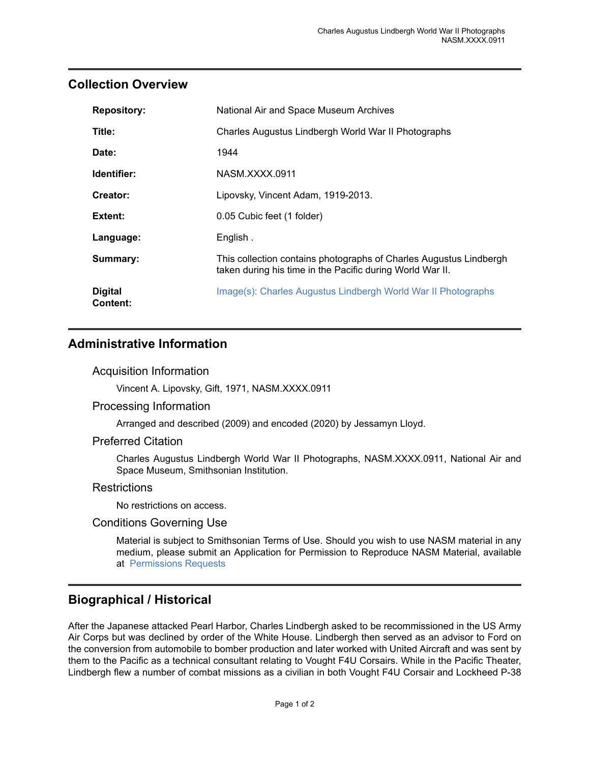## Collection Overview

| | |
|---|---|
| **Repository:** | National Air and Space Museum Archives |
| **Title:** | Charles Augustus Lindbergh World War II Photographs |
| **Date:** | 1944 |
| **Identifier:** | NASM.XXXX.0911 |
| **Creator:** | Lipovsky, Vincent Adam, 1919-2013. |
| **Extent:** | 0.05 Cubic feet (1 folder) |
| **Language:** | English . |
| **Summary:** | This collection contains photographs of Charles Augustus Lindbergh taken during his time in the Pacific during World War II. |
| **Digital Content:** | Image(s): Charles Augustus Lindbergh World War II Photographs |

## Administrative Information

### Acquisition Information

Vincent A. Lipovsky, Gift, 1971, NASM.XXXX.0911

### Processing Information

Arranged and described (2009) and encoded (2020) by Jessamyn Lloyd.

### Preferred Citation

Charles Augustus Lindbergh World War II Photographs, NASM.XXXX.0911, National Air and Space Museum, Smithsonian Institution.

### Restrictions

No restrictions on access.

### Conditions Governing Use

Material is subject to Smithsonian Terms of Use. Should you wish to use NASM material in any medium, please submit an Application for Permission to Reproduce NASM Material, available at Permissions Requests

## Biographical / Historical

After the Japanese attacked Pearl Harbor, Charles Lindbergh asked to be recommissioned in the US Army Air Corps but was declined by order of the White House. Lindbergh then served as an advisor to Ford on the conversion from automobile to bomber production and later worked with United Aircraft and was sent by them to the Pacific as a technical consultant relating to Vought F4U Corsairs. While in the Pacific Theater, Lindbergh flew a number of combat missions as a civilian in both Vought F4U Corsair and Lockheed P-38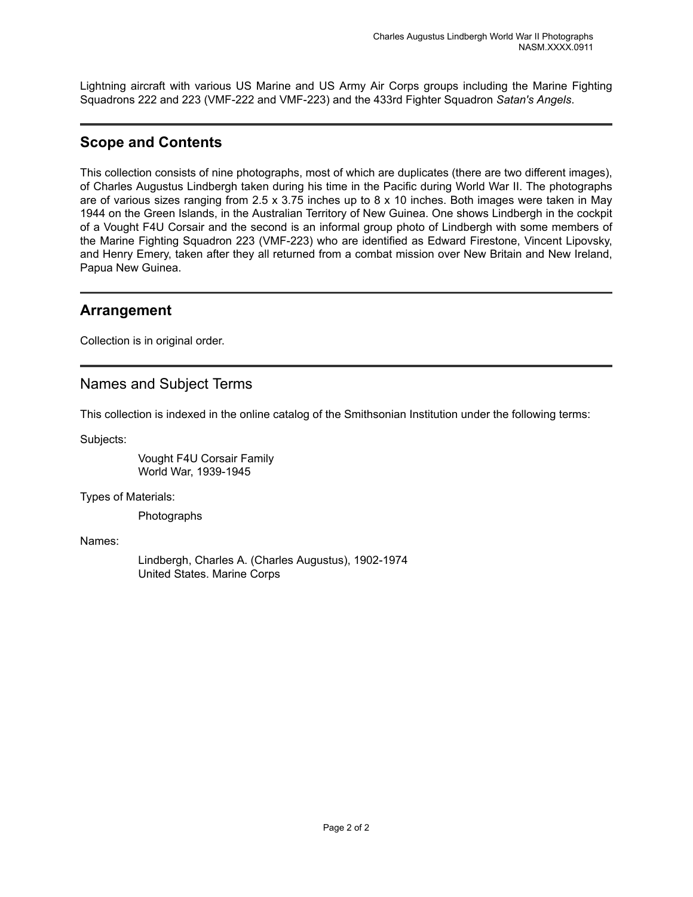Lightning aircraft with various US Marine and US Army Air Corps groups including the Marine Fighting Squadrons 222 and 223 (VMF-222 and VMF-223) and the 433rd Fighter Squadron *Satan's Angels*.

## Scope and Contents

This collection consists of nine photographs, most of which are duplicates (there are two different images), of Charles Augustus Lindbergh taken during his time in the Pacific during World War II. The photographs are of various sizes ranging from 2.5 x 3.75 inches up to 8 x 10 inches. Both images were taken in May 1944 on the Green Islands, in the Australian Territory of New Guinea. One shows Lindbergh in the cockpit of a Vought F4U Corsair and the second is an informal group photo of Lindbergh with some members of the Marine Fighting Squadron 223 (VMF-223) who are identified as Edward Firestone, Vincent Lipovsky, and Henry Emery, taken after they all returned from a combat mission over New Britain and New Ireland, Papua New Guinea.

## Arrangement

Collection is in original order.

## Names and Subject Terms

This collection is indexed in the online catalog of the Smithsonian Institution under the following terms:

Subjects:

Vought F4U Corsair Family
World War, 1939-1945

Types of Materials:

Photographs

Names:

Lindbergh, Charles A. (Charles Augustus), 1902-1974
United States. Marine Corps